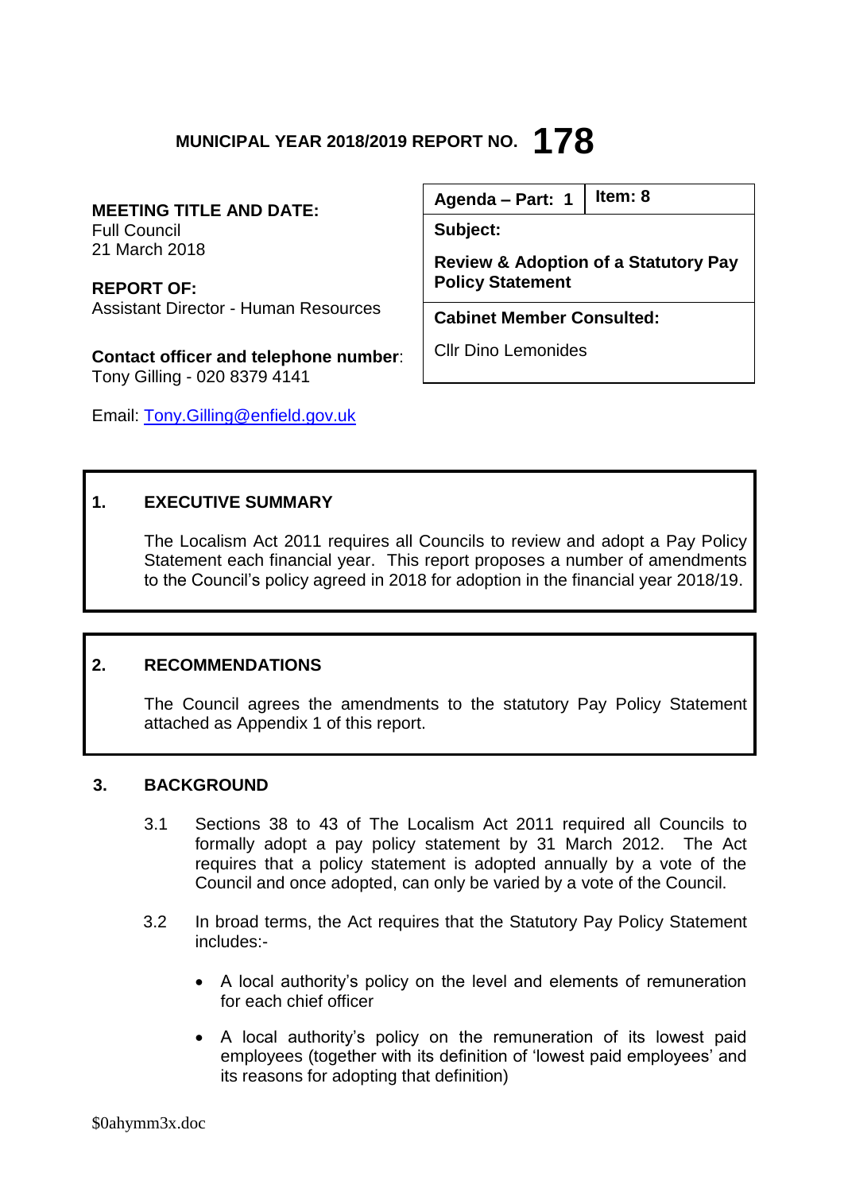# MUNICIPAL YEAR 2018/2019 REPORT NO. 178

**MEETING TITLE AND DATE:**
Full Council
21 March 2018

**REPORT OF:**
Assistant Director - Human Resources

**Contact officer and telephone number**:
Tony Gilling - 020 8379 4141

Email: Tony.Gilling@enfield.gov.uk

| Agenda – Part: 1 | Item: 8 |
|---|---|
| **Subject:** **Review & Adoption of a Statutory Pay Policy Statement** | |
| **Cabinet Member Consulted:** Cllr Dino Lemonides | |

## 1. EXECUTIVE SUMMARY

The Localism Act 2011 requires all Councils to review and adopt a Pay Policy Statement each financial year. This report proposes a number of amendments to the Council's policy agreed in 2018 for adoption in the financial year 2018/19.

## 2. RECOMMENDATIONS

The Council agrees the amendments to the statutory Pay Policy Statement attached as Appendix 1 of this report.

## 3. BACKGROUND

3.1 Sections 38 to 43 of The Localism Act 2011 required all Councils to formally adopt a pay policy statement by 31 March 2012. The Act requires that a policy statement is adopted annually by a vote of the Council and once adopted, can only be varied by a vote of the Council.

3.2 In broad terms, the Act requires that the Statutory Pay Policy Statement includes:-

- A local authority's policy on the level and elements of remuneration for each chief officer
- A local authority's policy on the remuneration of its lowest paid employees (together with its definition of 'lowest paid employees' and its reasons for adopting that definition)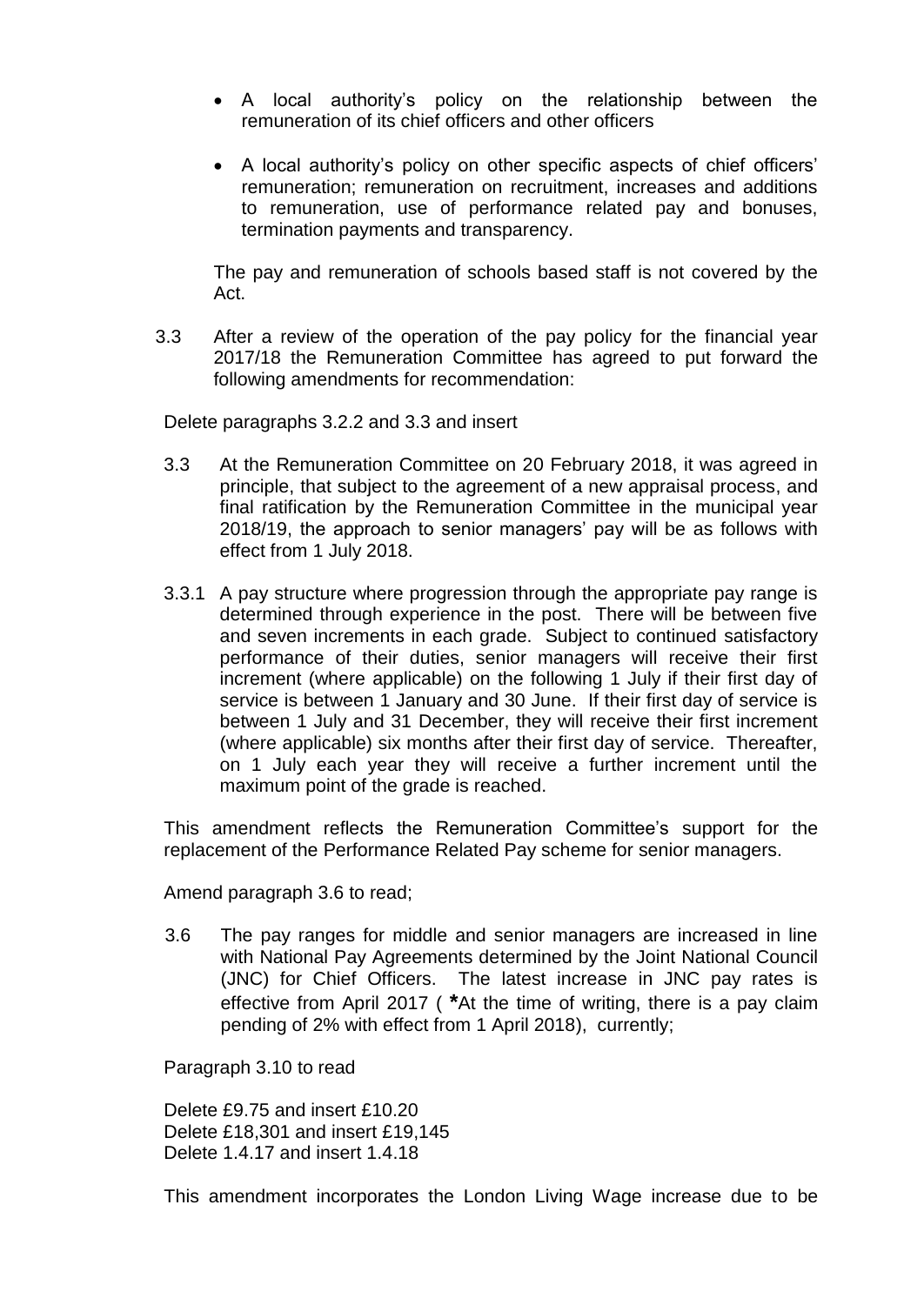- A local authority's policy on the relationship between the remuneration of its chief officers and other officers

- A local authority's policy on other specific aspects of chief officers' remuneration; remuneration on recruitment, increases and additions to remuneration, use of performance related pay and bonuses, termination payments and transparency.

The pay and remuneration of schools based staff is not covered by the Act.

3.3 After a review of the operation of the pay policy for the financial year 2017/18 the Remuneration Committee has agreed to put forward the following amendments for recommendation:

Delete paragraphs 3.2.2 and 3.3 and insert

3.3 At the Remuneration Committee on 20 February 2018, it was agreed in principle, that subject to the agreement of a new appraisal process, and final ratification by the Remuneration Committee in the municipal year 2018/19, the approach to senior managers' pay will be as follows with effect from 1 July 2018.

3.3.1 A pay structure where progression through the appropriate pay range is determined through experience in the post. There will be between five and seven increments in each grade. Subject to continued satisfactory performance of their duties, senior managers will receive their first increment (where applicable) on the following 1 July if their first day of service is between 1 January and 30 June. If their first day of service is between 1 July and 31 December, they will receive their first increment (where applicable) six months after their first day of service. Thereafter, on 1 July each year they will receive a further increment until the maximum point of the grade is reached.

This amendment reflects the Remuneration Committee's support for the replacement of the Performance Related Pay scheme for senior managers.

Amend paragraph 3.6 to read;

3.6 The pay ranges for middle and senior managers are increased in line with National Pay Agreements determined by the Joint National Council (JNC) for Chief Officers. The latest increase in JNC pay rates is effective from April 2017 ( **\***At the time of writing, there is a pay claim pending of 2% with effect from 1 April 2018), currently;

Paragraph 3.10 to read

Delete £9.75 and insert £10.20
Delete £18,301 and insert £19,145
Delete 1.4.17 and insert 1.4.18

This amendment incorporates the London Living Wage increase due to be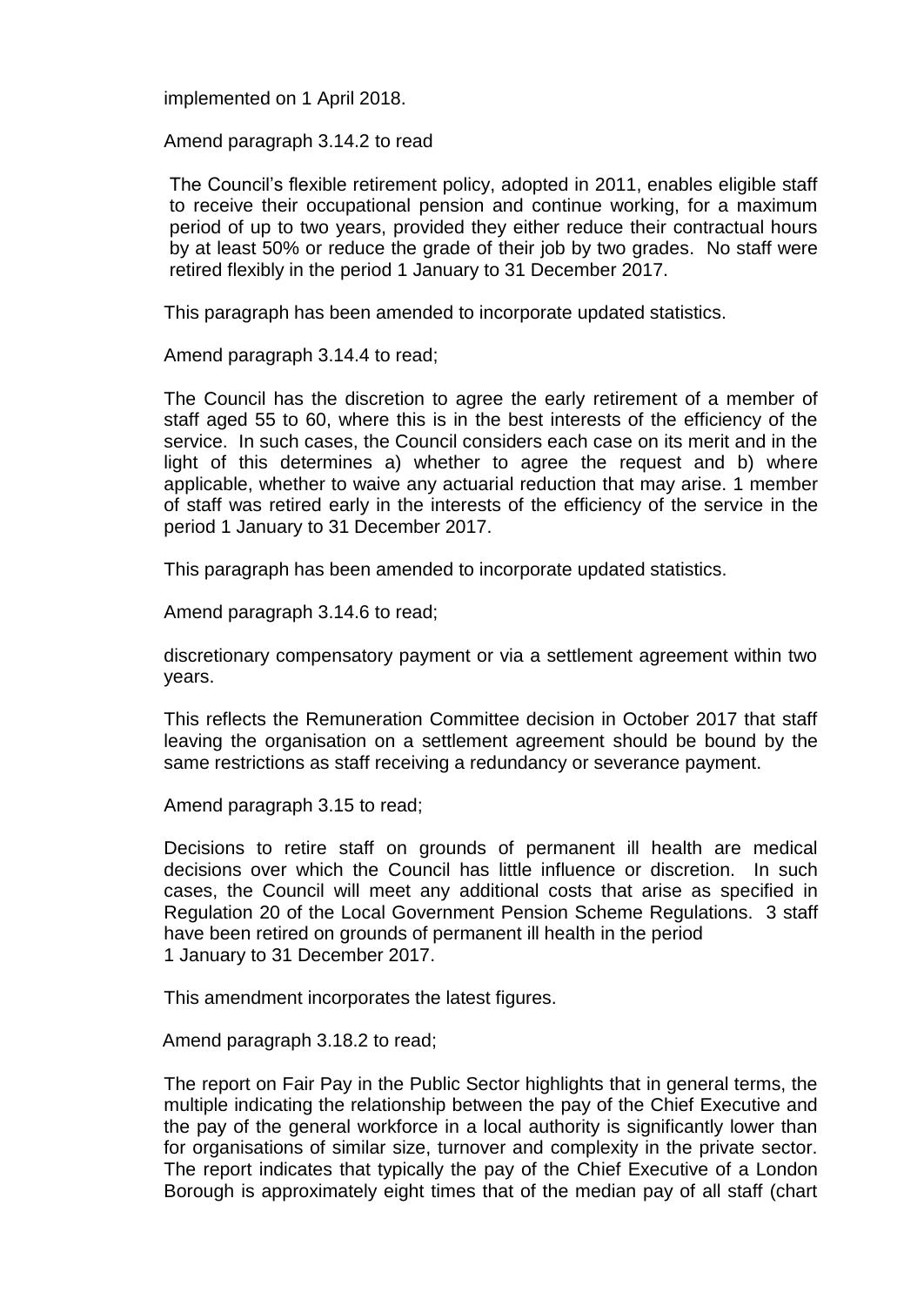implemented on 1 April 2018.

Amend paragraph 3.14.2 to read

> The Council's flexible retirement policy, adopted in 2011, enables eligible staff to receive their occupational pension and continue working, for a maximum period of up to two years, provided they either reduce their contractual hours by at least 50% or reduce the grade of their job by two grades. No staff were retired flexibly in the period 1 January to 31 December 2017.

This paragraph has been amended to incorporate updated statistics.

Amend paragraph 3.14.4 to read;

The Council has the discretion to agree the early retirement of a member of staff aged 55 to 60, where this is in the best interests of the efficiency of the service. In such cases, the Council considers each case on its merit and in the light of this determines a) whether to agree the request and b) where applicable, whether to waive any actuarial reduction that may arise. 1 member of staff was retired early in the interests of the efficiency of the service in the period 1 January to 31 December 2017.

This paragraph has been amended to incorporate updated statistics.

Amend paragraph 3.14.6 to read;

discretionary compensatory payment or via a settlement agreement within two years.

This reflects the Remuneration Committee decision in October 2017 that staff leaving the organisation on a settlement agreement should be bound by the same restrictions as staff receiving a redundancy or severance payment.

Amend paragraph 3.15 to read;

Decisions to retire staff on grounds of permanent ill health are medical decisions over which the Council has little influence or discretion. In such cases, the Council will meet any additional costs that arise as specified in Regulation 20 of the Local Government Pension Scheme Regulations. 3 staff have been retired on grounds of permanent ill health in the period 1 January to 31 December 2017.

This amendment incorporates the latest figures.

Amend paragraph 3.18.2 to read;

The report on Fair Pay in the Public Sector highlights that in general terms, the multiple indicating the relationship between the pay of the Chief Executive and the pay of the general workforce in a local authority is significantly lower than for organisations of similar size, turnover and complexity in the private sector. The report indicates that typically the pay of the Chief Executive of a London Borough is approximately eight times that of the median pay of all staff (chart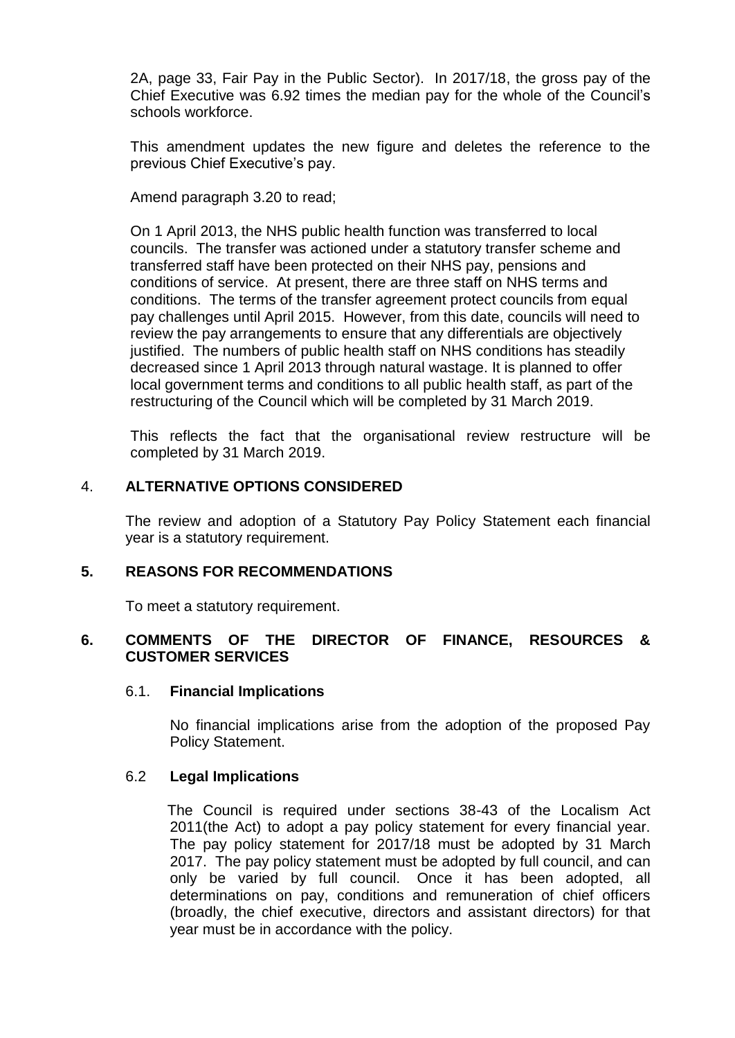2A, page 33, Fair Pay in the Public Sector). In 2017/18, the gross pay of the Chief Executive was 6.92 times the median pay for the whole of the Council's schools workforce.

This amendment updates the new figure and deletes the reference to the previous Chief Executive's pay.

Amend paragraph 3.20 to read;

On 1 April 2013, the NHS public health function was transferred to local councils. The transfer was actioned under a statutory transfer scheme and transferred staff have been protected on their NHS pay, pensions and conditions of service. At present, there are three staff on NHS terms and conditions. The terms of the transfer agreement protect councils from equal pay challenges until April 2015. However, from this date, councils will need to review the pay arrangements to ensure that any differentials are objectively justified. The numbers of public health staff on NHS conditions has steadily decreased since 1 April 2013 through natural wastage. It is planned to offer local government terms and conditions to all public health staff, as part of the restructuring of the Council which will be completed by 31 March 2019.

This reflects the fact that the organisational review restructure will be completed by 31 March 2019.

## 4. ALTERNATIVE OPTIONS CONSIDERED

The review and adoption of a Statutory Pay Policy Statement each financial year is a statutory requirement.

## 5. REASONS FOR RECOMMENDATIONS

To meet a statutory requirement.

## 6. COMMENTS OF THE DIRECTOR OF FINANCE, RESOURCES & CUSTOMER SERVICES

### 6.1. Financial Implications

No financial implications arise from the adoption of the proposed Pay Policy Statement.

### 6.2 Legal Implications

The Council is required under sections 38-43 of the Localism Act 2011(the Act) to adopt a pay policy statement for every financial year. The pay policy statement for 2017/18 must be adopted by 31 March 2017. The pay policy statement must be adopted by full council, and can only be varied by full council. Once it has been adopted, all determinations on pay, conditions and remuneration of chief officers (broadly, the chief executive, directors and assistant directors) for that year must be in accordance with the policy.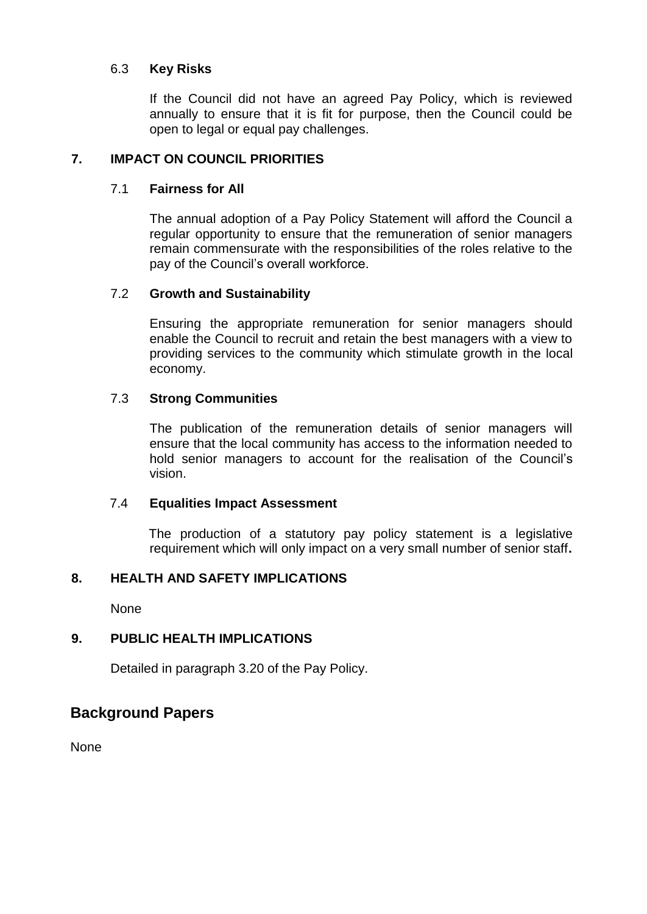### 6.3 Key Risks

If the Council did not have an agreed Pay Policy, which is reviewed annually to ensure that it is fit for purpose, then the Council could be open to legal or equal pay challenges.

## 7. IMPACT ON COUNCIL PRIORITIES

### 7.1 Fairness for All

The annual adoption of a Pay Policy Statement will afford the Council a regular opportunity to ensure that the remuneration of senior managers remain commensurate with the responsibilities of the roles relative to the pay of the Council's overall workforce.

### 7.2 Growth and Sustainability

Ensuring the appropriate remuneration for senior managers should enable the Council to recruit and retain the best managers with a view to providing services to the community which stimulate growth in the local economy.

### 7.3 Strong Communities

The publication of the remuneration details of senior managers will ensure that the local community has access to the information needed to hold senior managers to account for the realisation of the Council's vision.

### 7.4 Equalities Impact Assessment

The production of a statutory pay policy statement is a legislative requirement which will only impact on a very small number of senior staff**.**

## 8. HEALTH AND SAFETY IMPLICATIONS

None

## 9. PUBLIC HEALTH IMPLICATIONS

Detailed in paragraph 3.20 of the Pay Policy.

## Background Papers

None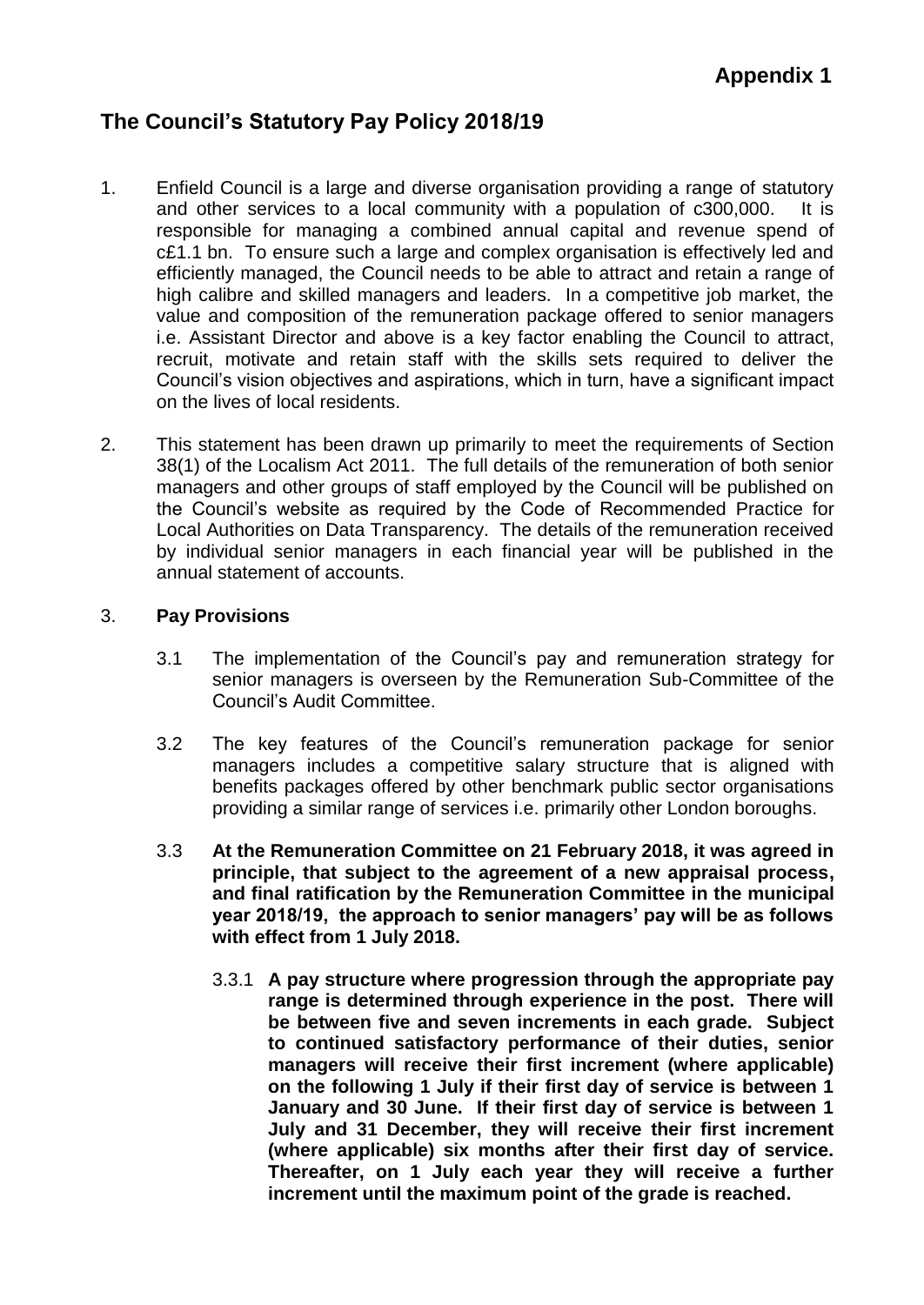**Appendix 1**

# The Council's Statutory Pay Policy 2018/19

1. Enfield Council is a large and diverse organisation providing a range of statutory and other services to a local community with a population of c300,000. It is responsible for managing a combined annual capital and revenue spend of c£1.1 bn. To ensure such a large and complex organisation is effectively led and efficiently managed, the Council needs to be able to attract and retain a range of high calibre and skilled managers and leaders. In a competitive job market, the value and composition of the remuneration package offered to senior managers i.e. Assistant Director and above is a key factor enabling the Council to attract, recruit, motivate and retain staff with the skills sets required to deliver the Council's vision objectives and aspirations, which in turn, have a significant impact on the lives of local residents.

2. This statement has been drawn up primarily to meet the requirements of Section 38(1) of the Localism Act 2011. The full details of the remuneration of both senior managers and other groups of staff employed by the Council will be published on the Council's website as required by the Code of Recommended Practice for Local Authorities on Data Transparency. The details of the remuneration received by individual senior managers in each financial year will be published in the annual statement of accounts.

3. **Pay Provisions**

   3.1 The implementation of the Council's pay and remuneration strategy for senior managers is overseen by the Remuneration Sub-Committee of the Council's Audit Committee.

   3.2 The key features of the Council's remuneration package for senior managers includes a competitive salary structure that is aligned with benefits packages offered by other benchmark public sector organisations providing a similar range of services i.e. primarily other London boroughs.

   3.3 **At the Remuneration Committee on 21 February 2018, it was agreed in principle, that subject to the agreement of a new appraisal process, and final ratification by the Remuneration Committee in the municipal year 2018/19, the approach to senior managers' pay will be as follows with effect from 1 July 2018.**

      3.3.1 **A pay structure where progression through the appropriate pay range is determined through experience in the post. There will be between five and seven increments in each grade. Subject to continued satisfactory performance of their duties, senior managers will receive their first increment (where applicable) on the following 1 July if their first day of service is between 1 January and 30 June. If their first day of service is between 1 July and 31 December, they will receive their first increment (where applicable) six months after their first day of service. Thereafter, on 1 July each year they will receive a further increment until the maximum point of the grade is reached.**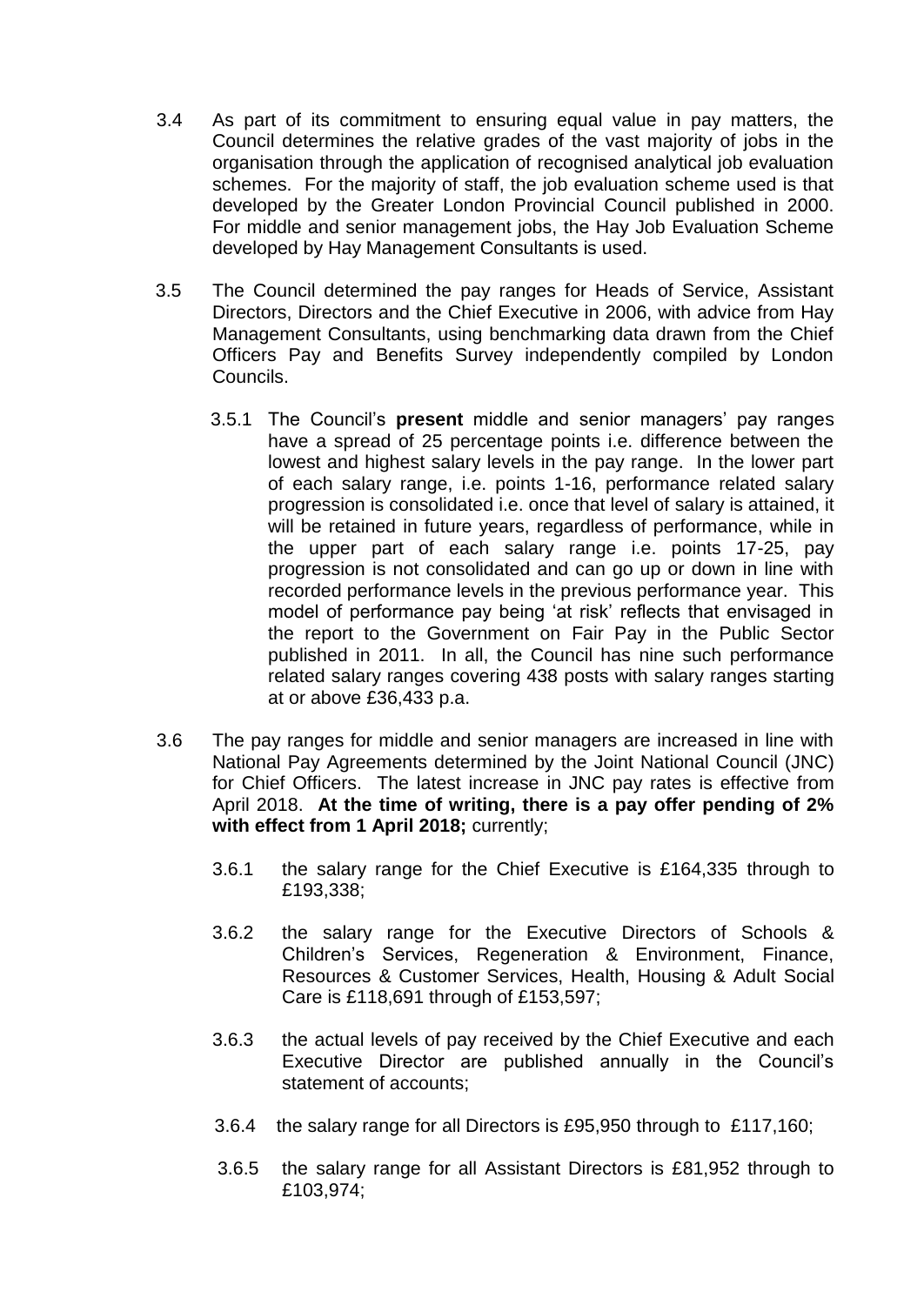3.4 As part of its commitment to ensuring equal value in pay matters, the Council determines the relative grades of the vast majority of jobs in the organisation through the application of recognised analytical job evaluation schemes. For the majority of staff, the job evaluation scheme used is that developed by the Greater London Provincial Council published in 2000. For middle and senior management jobs, the Hay Job Evaluation Scheme developed by Hay Management Consultants is used.

3.5 The Council determined the pay ranges for Heads of Service, Assistant Directors, Directors and the Chief Executive in 2006, with advice from Hay Management Consultants, using benchmarking data drawn from the Chief Officers Pay and Benefits Survey independently compiled by London Councils.

3.5.1 The Council's **present** middle and senior managers' pay ranges have a spread of 25 percentage points i.e. difference between the lowest and highest salary levels in the pay range. In the lower part of each salary range, i.e. points 1-16, performance related salary progression is consolidated i.e. once that level of salary is attained, it will be retained in future years, regardless of performance, while in the upper part of each salary range i.e. points 17-25, pay progression is not consolidated and can go up or down in line with recorded performance levels in the previous performance year. This model of performance pay being 'at risk' reflects that envisaged in the report to the Government on Fair Pay in the Public Sector published in 2011. In all, the Council has nine such performance related salary ranges covering 438 posts with salary ranges starting at or above £36,433 p.a.

3.6 The pay ranges for middle and senior managers are increased in line with National Pay Agreements determined by the Joint National Council (JNC) for Chief Officers. The latest increase in JNC pay rates is effective from April 2018. **At the time of writing, there is a pay offer pending of 2% with effect from 1 April 2018;** currently;

3.6.1 the salary range for the Chief Executive is £164,335 through to £193,338;

3.6.2 the salary range for the Executive Directors of Schools & Children's Services, Regeneration & Environment, Finance, Resources & Customer Services, Health, Housing & Adult Social Care is £118,691 through of £153,597;

3.6.3 the actual levels of pay received by the Chief Executive and each Executive Director are published annually in the Council's statement of accounts;

3.6.4 the salary range for all Directors is £95,950 through to £117,160;

3.6.5 the salary range for all Assistant Directors is £81,952 through to £103,974;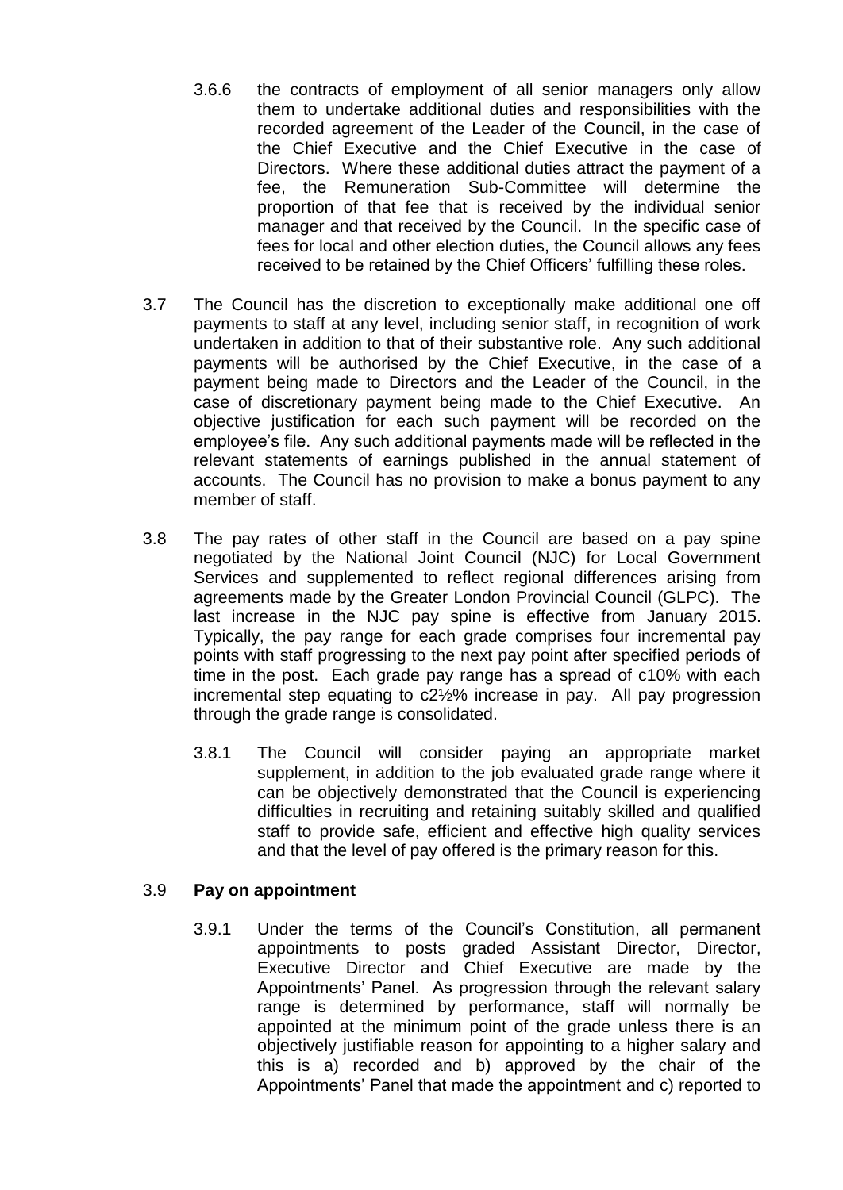3.6.6 the contracts of employment of all senior managers only allow them to undertake additional duties and responsibilities with the recorded agreement of the Leader of the Council, in the case of the Chief Executive and the Chief Executive in the case of Directors. Where these additional duties attract the payment of a fee, the Remuneration Sub-Committee will determine the proportion of that fee that is received by the individual senior manager and that received by the Council. In the specific case of fees for local and other election duties, the Council allows any fees received to be retained by the Chief Officers' fulfilling these roles.

3.7 The Council has the discretion to exceptionally make additional one off payments to staff at any level, including senior staff, in recognition of work undertaken in addition to that of their substantive role. Any such additional payments will be authorised by the Chief Executive, in the case of a payment being made to Directors and the Leader of the Council, in the case of discretionary payment being made to the Chief Executive. An objective justification for each such payment will be recorded on the employee's file. Any such additional payments made will be reflected in the relevant statements of earnings published in the annual statement of accounts. The Council has no provision to make a bonus payment to any member of staff.

3.8 The pay rates of other staff in the Council are based on a pay spine negotiated by the National Joint Council (NJC) for Local Government Services and supplemented to reflect regional differences arising from agreements made by the Greater London Provincial Council (GLPC). The last increase in the NJC pay spine is effective from January 2015. Typically, the pay range for each grade comprises four incremental pay points with staff progressing to the next pay point after specified periods of time in the post. Each grade pay range has a spread of c10% with each incremental step equating to c2½% increase in pay. All pay progression through the grade range is consolidated.

3.8.1 The Council will consider paying an appropriate market supplement, in addition to the job evaluated grade range where it can be objectively demonstrated that the Council is experiencing difficulties in recruiting and retaining suitably skilled and qualified staff to provide safe, efficient and effective high quality services and that the level of pay offered is the primary reason for this.

3.9 **Pay on appointment**

3.9.1 Under the terms of the Council's Constitution, all permanent appointments to posts graded Assistant Director, Director, Executive Director and Chief Executive are made by the Appointments' Panel. As progression through the relevant salary range is determined by performance, staff will normally be appointed at the minimum point of the grade unless there is an objectively justifiable reason for appointing to a higher salary and this is a) recorded and b) approved by the chair of the Appointments' Panel that made the appointment and c) reported to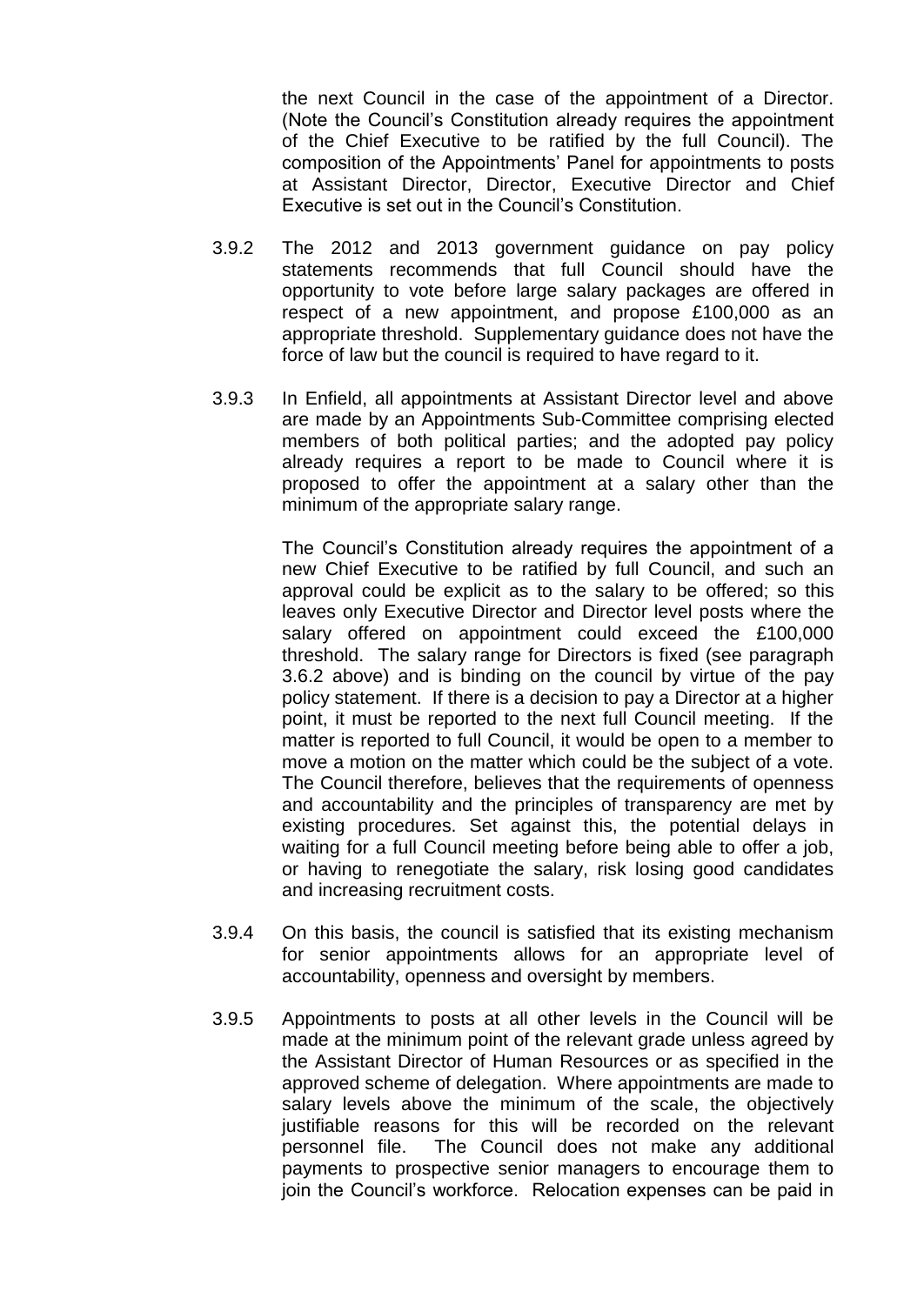the next Council in the case of the appointment of a Director. (Note the Council's Constitution already requires the appointment of the Chief Executive to be ratified by the full Council). The composition of the Appointments' Panel for appointments to posts at Assistant Director, Director, Executive Director and Chief Executive is set out in the Council's Constitution.

3.9.2 The 2012 and 2013 government guidance on pay policy statements recommends that full Council should have the opportunity to vote before large salary packages are offered in respect of a new appointment, and propose £100,000 as an appropriate threshold. Supplementary guidance does not have the force of law but the council is required to have regard to it.

3.9.3 In Enfield, all appointments at Assistant Director level and above are made by an Appointments Sub-Committee comprising elected members of both political parties; and the adopted pay policy already requires a report to be made to Council where it is proposed to offer the appointment at a salary other than the minimum of the appropriate salary range.

The Council's Constitution already requires the appointment of a new Chief Executive to be ratified by full Council, and such an approval could be explicit as to the salary to be offered; so this leaves only Executive Director and Director level posts where the salary offered on appointment could exceed the £100,000 threshold. The salary range for Directors is fixed (see paragraph 3.6.2 above) and is binding on the council by virtue of the pay policy statement. If there is a decision to pay a Director at a higher point, it must be reported to the next full Council meeting. If the matter is reported to full Council, it would be open to a member to move a motion on the matter which could be the subject of a vote. The Council therefore, believes that the requirements of openness and accountability and the principles of transparency are met by existing procedures. Set against this, the potential delays in waiting for a full Council meeting before being able to offer a job, or having to renegotiate the salary, risk losing good candidates and increasing recruitment costs.

3.9.4 On this basis, the council is satisfied that its existing mechanism for senior appointments allows for an appropriate level of accountability, openness and oversight by members.

3.9.5 Appointments to posts at all other levels in the Council will be made at the minimum point of the relevant grade unless agreed by the Assistant Director of Human Resources or as specified in the approved scheme of delegation. Where appointments are made to salary levels above the minimum of the scale, the objectively justifiable reasons for this will be recorded on the relevant personnel file. The Council does not make any additional payments to prospective senior managers to encourage them to join the Council's workforce. Relocation expenses can be paid in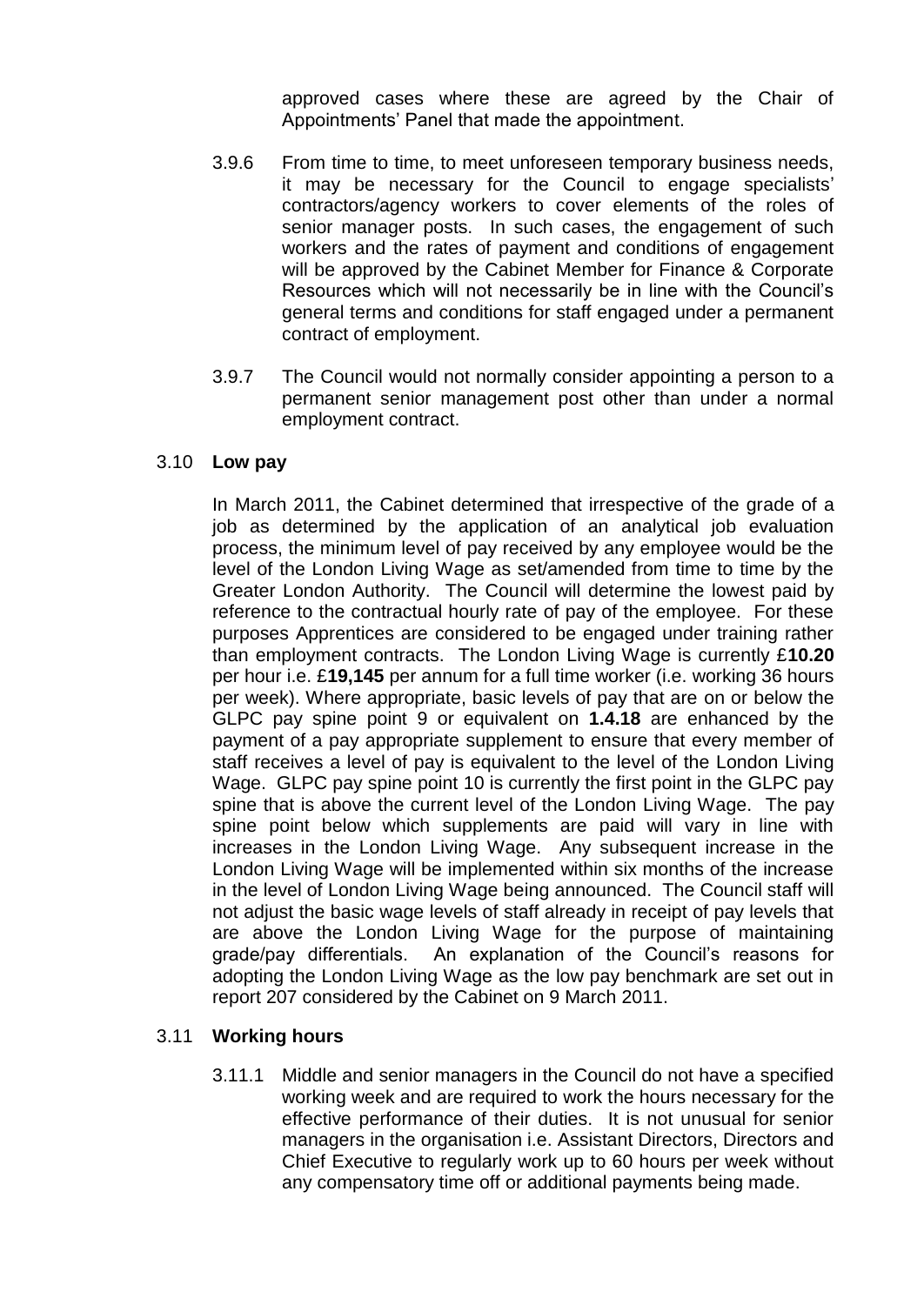approved cases where these are agreed by the Chair of Appointments' Panel that made the appointment.

3.9.6 From time to time, to meet unforeseen temporary business needs, it may be necessary for the Council to engage specialists' contractors/agency workers to cover elements of the roles of senior manager posts. In such cases, the engagement of such workers and the rates of payment and conditions of engagement will be approved by the Cabinet Member for Finance & Corporate Resources which will not necessarily be in line with the Council's general terms and conditions for staff engaged under a permanent contract of employment.

3.9.7 The Council would not normally consider appointing a person to a permanent senior management post other than under a normal employment contract.

### 3.10 **Low pay**

In March 2011, the Cabinet determined that irrespective of the grade of a job as determined by the application of an analytical job evaluation process, the minimum level of pay received by any employee would be the level of the London Living Wage as set/amended from time to time by the Greater London Authority. The Council will determine the lowest paid by reference to the contractual hourly rate of pay of the employee. For these purposes Apprentices are considered to be engaged under training rather than employment contracts. The London Living Wage is currently £**10.20** per hour i.e. £**19,145** per annum for a full time worker (i.e. working 36 hours per week). Where appropriate, basic levels of pay that are on or below the GLPC pay spine point 9 or equivalent on **1.4.18** are enhanced by the payment of a pay appropriate supplement to ensure that every member of staff receives a level of pay is equivalent to the level of the London Living Wage. GLPC pay spine point 10 is currently the first point in the GLPC pay spine that is above the current level of the London Living Wage. The pay spine point below which supplements are paid will vary in line with increases in the London Living Wage. Any subsequent increase in the London Living Wage will be implemented within six months of the increase in the level of London Living Wage being announced. The Council staff will not adjust the basic wage levels of staff already in receipt of pay levels that are above the London Living Wage for the purpose of maintaining grade/pay differentials. An explanation of the Council's reasons for adopting the London Living Wage as the low pay benchmark are set out in report 207 considered by the Cabinet on 9 March 2011.

### 3.11 **Working hours**

3.11.1 Middle and senior managers in the Council do not have a specified working week and are required to work the hours necessary for the effective performance of their duties. It is not unusual for senior managers in the organisation i.e. Assistant Directors, Directors and Chief Executive to regularly work up to 60 hours per week without any compensatory time off or additional payments being made.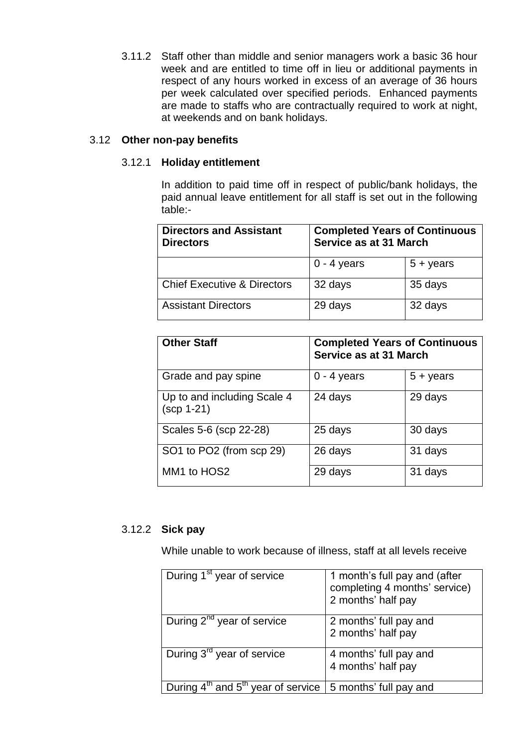3.11.2 Staff other than middle and senior managers work a basic 36 hour week and are entitled to time off in lieu or additional payments in respect of any hours worked in excess of an average of 36 hours per week calculated over specified periods. Enhanced payments are made to staffs who are contractually required to work at night, at weekends and on bank holidays.

### 3.12 **Other non-pay benefits**

#### 3.12.1 **Holiday entitlement**

In addition to paid time off in respect of public/bank holidays, the paid annual leave entitlement for all staff is set out in the following table:-

| **Directors and Assistant Directors** | **Completed Years of Continuous Service as at 31 March** | |
|---|---|---|
| | 0 - 4 years | 5 + years |
| Chief Executive & Directors | 32 days | 35 days |
| Assistant Directors | 29 days | 32 days |

| **Other Staff** | **Completed Years of Continuous Service as at 31 March** | |
|---|---|---|
| Grade and pay spine | 0 - 4 years | 5 + years |
| Up to and including Scale 4 (scp 1-21) | 24 days | 29 days |
| Scales 5-6 (scp 22-28) | 25 days | 30 days |
| SO1 to PO2 (from scp 29) | 26 days | 31 days |
| MM1 to HOS2 | 29 days | 31 days |

#### 3.12.2 **Sick pay**

While unable to work because of illness, staff at all levels receive

| | |
|---|---|
| During 1st year of service | 1 month's full pay and (after completing 4 months' service) 2 months' half pay |
| During 2nd year of service | 2 months' full pay and 2 months' half pay |
| During 3rd year of service | 4 months' full pay and 4 months' half pay |
| During 4th and 5th year of service | 5 months' full pay and |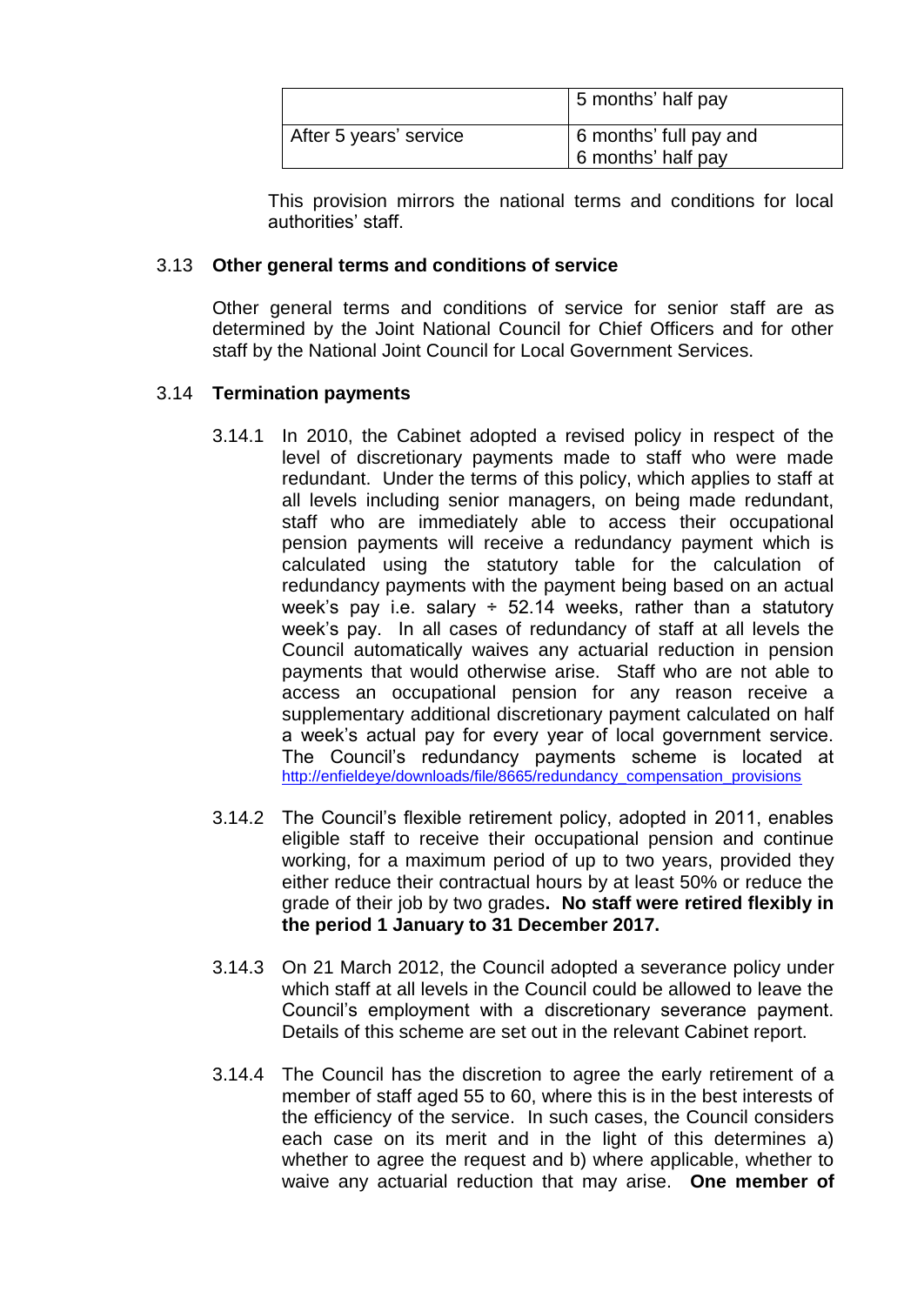| | |
|---|---|
| | 5 months' half pay |
| After 5 years' service | 6 months' full pay and 6 months' half pay |

This provision mirrors the national terms and conditions for local authorities' staff.

### 3.13 Other general terms and conditions of service

Other general terms and conditions of service for senior staff are as determined by the Joint National Council for Chief Officers and for other staff by the National Joint Council for Local Government Services.

### 3.14 Termination payments

3.14.1 In 2010, the Cabinet adopted a revised policy in respect of the level of discretionary payments made to staff who were made redundant. Under the terms of this policy, which applies to staff at all levels including senior managers, on being made redundant, staff who are immediately able to access their occupational pension payments will receive a redundancy payment which is calculated using the statutory table for the calculation of redundancy payments with the payment being based on an actual week's pay i.e. salary ÷ 52.14 weeks, rather than a statutory week's pay. In all cases of redundancy of staff at all levels the Council automatically waives any actuarial reduction in pension payments that would otherwise arise. Staff who are not able to access an occupational pension for any reason receive a supplementary additional discretionary payment calculated on half a week's actual pay for every year of local government service. The Council's redundancy payments scheme is located at http://enfieldeye/downloads/file/8665/redundancy_compensation_provisions

3.14.2 The Council's flexible retirement policy, adopted in 2011, enables eligible staff to receive their occupational pension and continue working, for a maximum period of up to two years, provided they either reduce their contractual hours by at least 50% or reduce the grade of their job by two grades. **No staff were retired flexibly in the period 1 January to 31 December 2017.**

3.14.3 On 21 March 2012, the Council adopted a severance policy under which staff at all levels in the Council could be allowed to leave the Council's employment with a discretionary severance payment. Details of this scheme are set out in the relevant Cabinet report.

3.14.4 The Council has the discretion to agree the early retirement of a member of staff aged 55 to 60, where this is in the best interests of the efficiency of the service. In such cases, the Council considers each case on its merit and in the light of this determines a) whether to agree the request and b) where applicable, whether to waive any actuarial reduction that may arise. **One member of**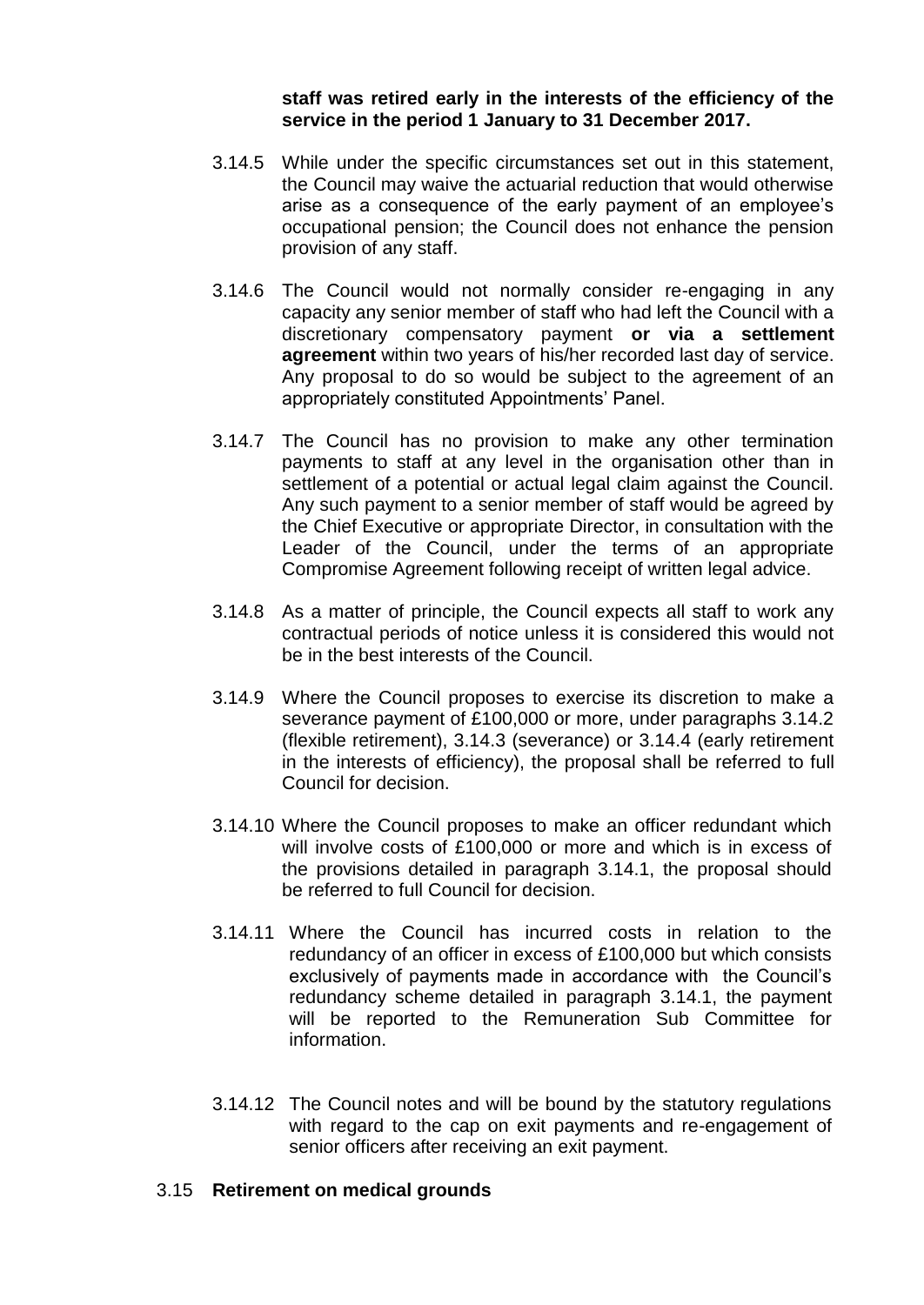**staff was retired early in the interests of the efficiency of the service in the period 1 January to 31 December 2017.**

3.14.5 While under the specific circumstances set out in this statement, the Council may waive the actuarial reduction that would otherwise arise as a consequence of the early payment of an employee's occupational pension; the Council does not enhance the pension provision of any staff.

3.14.6 The Council would not normally consider re-engaging in any capacity any senior member of staff who had left the Council with a discretionary compensatory payment **or via a settlement agreement** within two years of his/her recorded last day of service. Any proposal to do so would be subject to the agreement of an appropriately constituted Appointments' Panel.

3.14.7 The Council has no provision to make any other termination payments to staff at any level in the organisation other than in settlement of a potential or actual legal claim against the Council. Any such payment to a senior member of staff would be agreed by the Chief Executive or appropriate Director, in consultation with the Leader of the Council, under the terms of an appropriate Compromise Agreement following receipt of written legal advice.

3.14.8 As a matter of principle, the Council expects all staff to work any contractual periods of notice unless it is considered this would not be in the best interests of the Council.

3.14.9 Where the Council proposes to exercise its discretion to make a severance payment of £100,000 or more, under paragraphs 3.14.2 (flexible retirement), 3.14.3 (severance) or 3.14.4 (early retirement in the interests of efficiency), the proposal shall be referred to full Council for decision.

3.14.10 Where the Council proposes to make an officer redundant which will involve costs of £100,000 or more and which is in excess of the provisions detailed in paragraph 3.14.1, the proposal should be referred to full Council for decision.

3.14.11 Where the Council has incurred costs in relation to the redundancy of an officer in excess of £100,000 but which consists exclusively of payments made in accordance with the Council's redundancy scheme detailed in paragraph 3.14.1, the payment will be reported to the Remuneration Sub Committee for information.

3.14.12 The Council notes and will be bound by the statutory regulations with regard to the cap on exit payments and re-engagement of senior officers after receiving an exit payment.

3.15 **Retirement on medical grounds**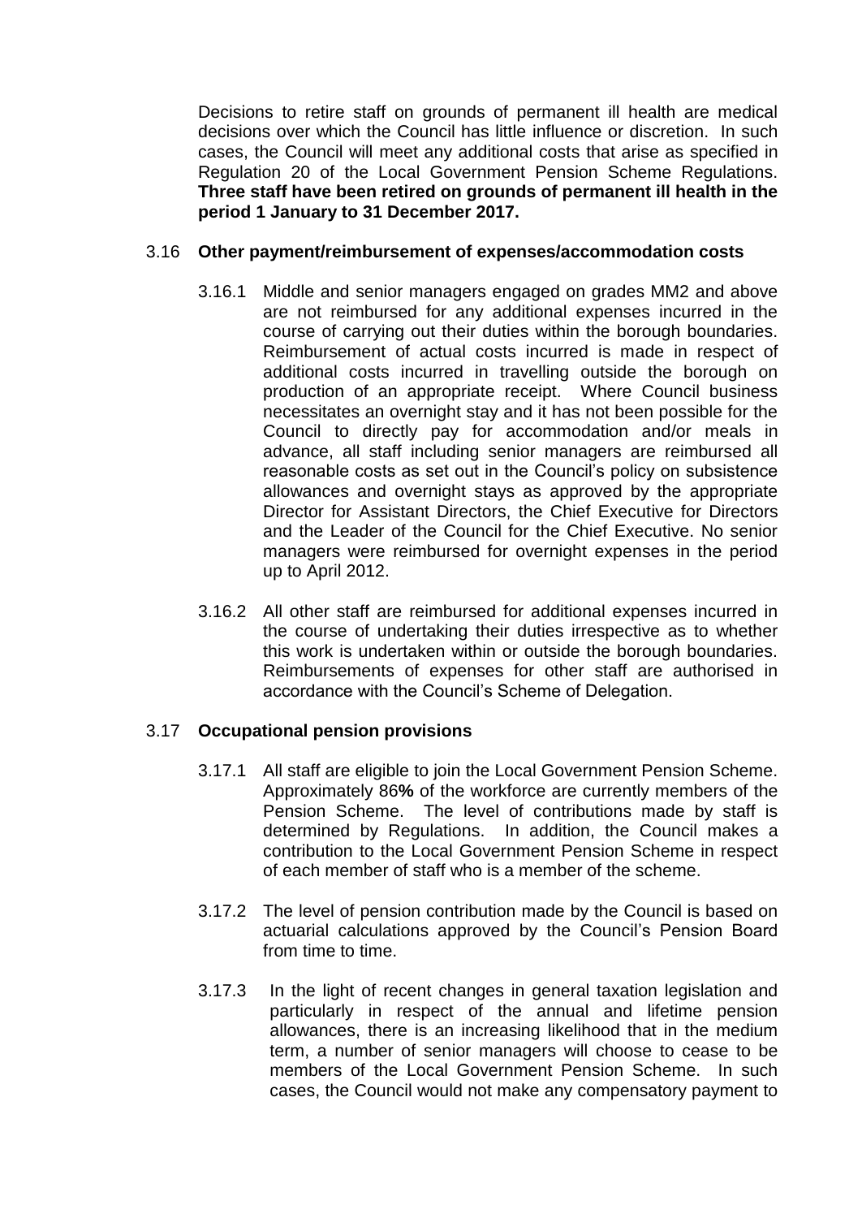Decisions to retire staff on grounds of permanent ill health are medical decisions over which the Council has little influence or discretion. In such cases, the Council will meet any additional costs that arise as specified in Regulation 20 of the Local Government Pension Scheme Regulations. **Three staff have been retired on grounds of permanent ill health in the period 1 January to 31 December 2017.**

3.16 **Other payment/reimbursement of expenses/accommodation costs**

3.16.1 Middle and senior managers engaged on grades MM2 and above are not reimbursed for any additional expenses incurred in the course of carrying out their duties within the borough boundaries. Reimbursement of actual costs incurred is made in respect of additional costs incurred in travelling outside the borough on production of an appropriate receipt. Where Council business necessitates an overnight stay and it has not been possible for the Council to directly pay for accommodation and/or meals in advance, all staff including senior managers are reimbursed all reasonable costs as set out in the Council's policy on subsistence allowances and overnight stays as approved by the appropriate Director for Assistant Directors, the Chief Executive for Directors and the Leader of the Council for the Chief Executive. No senior managers were reimbursed for overnight expenses in the period up to April 2012.

3.16.2 All other staff are reimbursed for additional expenses incurred in the course of undertaking their duties irrespective as to whether this work is undertaken within or outside the borough boundaries. Reimbursements of expenses for other staff are authorised in accordance with the Council's Scheme of Delegation.

3.17 **Occupational pension provisions**

3.17.1 All staff are eligible to join the Local Government Pension Scheme. Approximately 86**%** of the workforce are currently members of the Pension Scheme. The level of contributions made by staff is determined by Regulations. In addition, the Council makes a contribution to the Local Government Pension Scheme in respect of each member of staff who is a member of the scheme.

3.17.2 The level of pension contribution made by the Council is based on actuarial calculations approved by the Council's Pension Board from time to time.

3.17.3 In the light of recent changes in general taxation legislation and particularly in respect of the annual and lifetime pension allowances, there is an increasing likelihood that in the medium term, a number of senior managers will choose to cease to be members of the Local Government Pension Scheme. In such cases, the Council would not make any compensatory payment to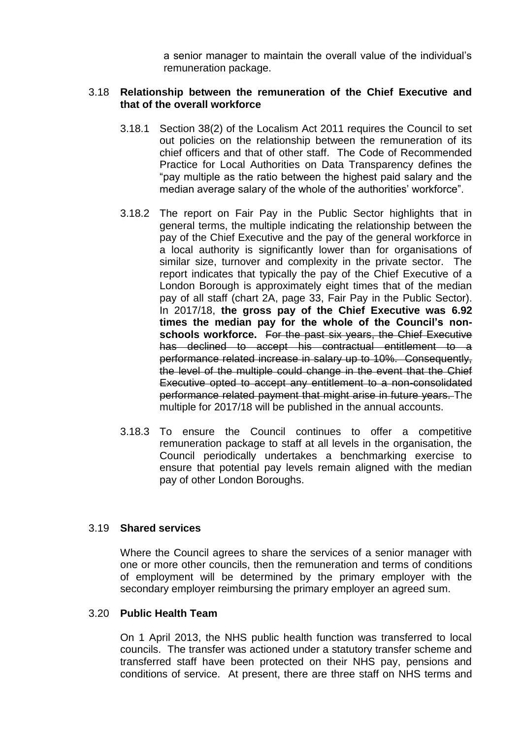a senior manager to maintain the overall value of the individual's remuneration package.

3.18 **Relationship between the remuneration of the Chief Executive and that of the overall workforce**

3.18.1 Section 38(2) of the Localism Act 2011 requires the Council to set out policies on the relationship between the remuneration of its chief officers and that of other staff. The Code of Recommended Practice for Local Authorities on Data Transparency defines the "pay multiple as the ratio between the highest paid salary and the median average salary of the whole of the authorities' workforce".

3.18.2 The report on Fair Pay in the Public Sector highlights that in general terms, the multiple indicating the relationship between the pay of the Chief Executive and the pay of the general workforce in a local authority is significantly lower than for organisations of similar size, turnover and complexity in the private sector. The report indicates that typically the pay of the Chief Executive of a London Borough is approximately eight times that of the median pay of all staff (chart 2A, page 33, Fair Pay in the Public Sector). In 2017/18, **the gross pay of the Chief Executive was 6.92 times the median pay for the whole of the Council's non-schools workforce.** ~~For the past six years, the Chief Executive has declined to accept his contractual entitlement to a performance related increase in salary up to 10%. Consequently, the level of the multiple could change in the event that the Chief Executive opted to accept any entitlement to a non-consolidated performance related payment that might arise in future years.~~ The multiple for 2017/18 will be published in the annual accounts.

3.18.3 To ensure the Council continues to offer a competitive remuneration package to staff at all levels in the organisation, the Council periodically undertakes a benchmarking exercise to ensure that potential pay levels remain aligned with the median pay of other London Boroughs.

3.19 **Shared services**

Where the Council agrees to share the services of a senior manager with one or more other councils, then the remuneration and terms of conditions of employment will be determined by the primary employer with the secondary employer reimbursing the primary employer an agreed sum.

3.20 **Public Health Team**

On 1 April 2013, the NHS public health function was transferred to local councils. The transfer was actioned under a statutory transfer scheme and transferred staff have been protected on their NHS pay, pensions and conditions of service. At present, there are three staff on NHS terms and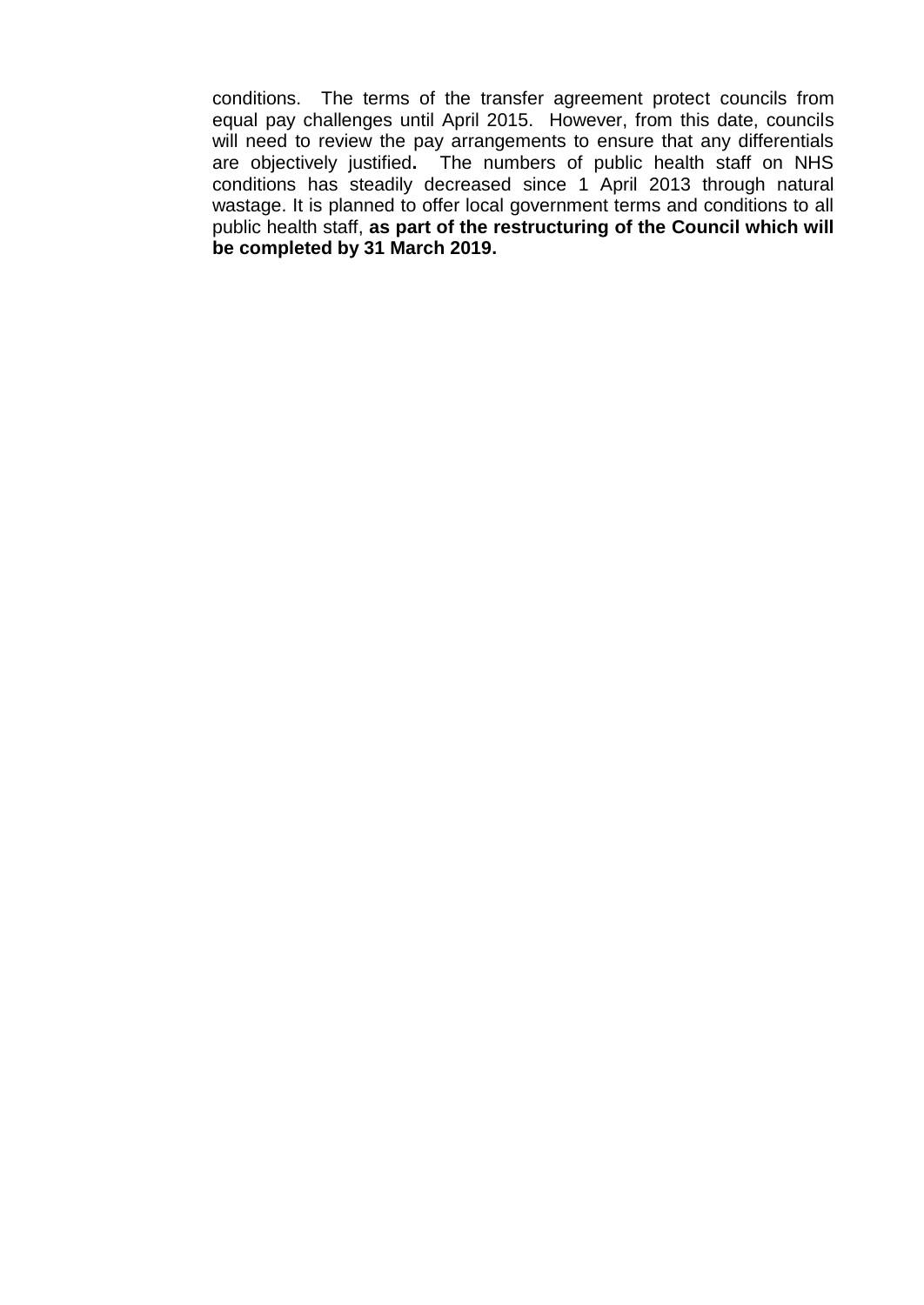conditions. The terms of the transfer agreement protect councils from equal pay challenges until April 2015. However, from this date, councils will need to review the pay arrangements to ensure that any differentials are objectively justified**.** The numbers of public health staff on NHS conditions has steadily decreased since 1 April 2013 through natural wastage. It is planned to offer local government terms and conditions to all public health staff, **as part of the restructuring of the Council which will be completed by 31 March 2019.**